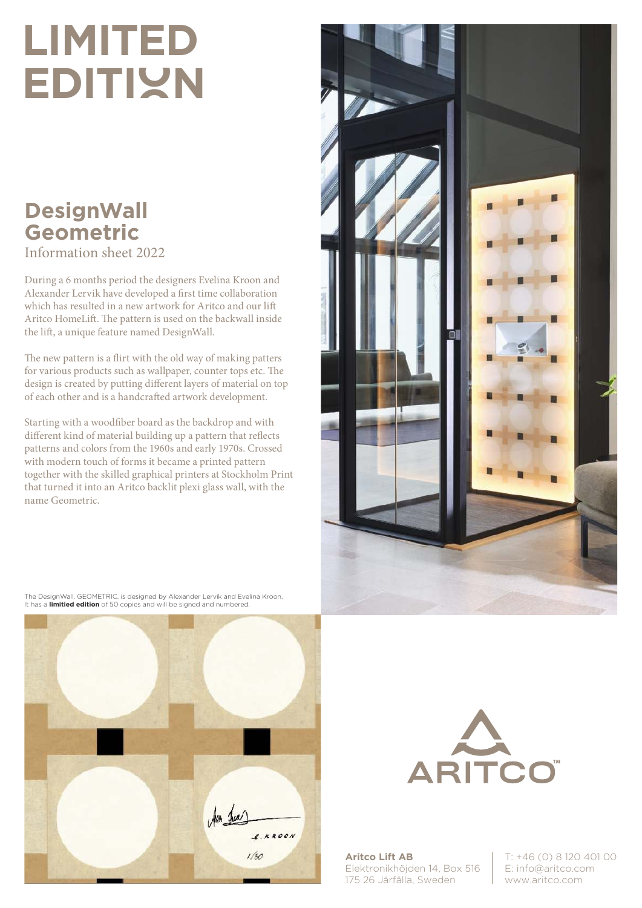# LIMITED EDITION

## DesignWall Geometric

Information sheet 2022

During a 6 months period the designers Evelina Kroon and Alexander Lervik have developed a first time collaboration which has resulted in a new artwork for Aritco and our lift Aritco HomeLift. The pattern is used on the backwall inside the lift, a unique feature named DesignWall.

The new pattern is a flirt with the old way of making patters for various products such as wallpaper, counter tops etc. The design is created by putting different layers of material on top of each other and is a handcrafted artwork development.

Starting with a woodfiber board as the backdrop and with different kind of material building up a pattern that reflects patterns and colors from the 1960s and early 1970s. Crossed with modern touch of forms it became a printed pattern together with the skilled graphical printers at Stockholm Print that turned it into an Aritco backlit plexi glass wall, with the name Geometric.

The DesignWall, GEOMETRIC, is designed by Alexander Lervik and Evelina Kroon. It has a **limitied edition** of 50 copies and will be signed and numbered.

ARITCO™

**Aritco Lift AB**
Elektronikhöjden 14, Box 516
175 26 Järfälla, Sweden

T: +46 (0) 8 120 401 00
E: info@aritco.com
www.aritco.com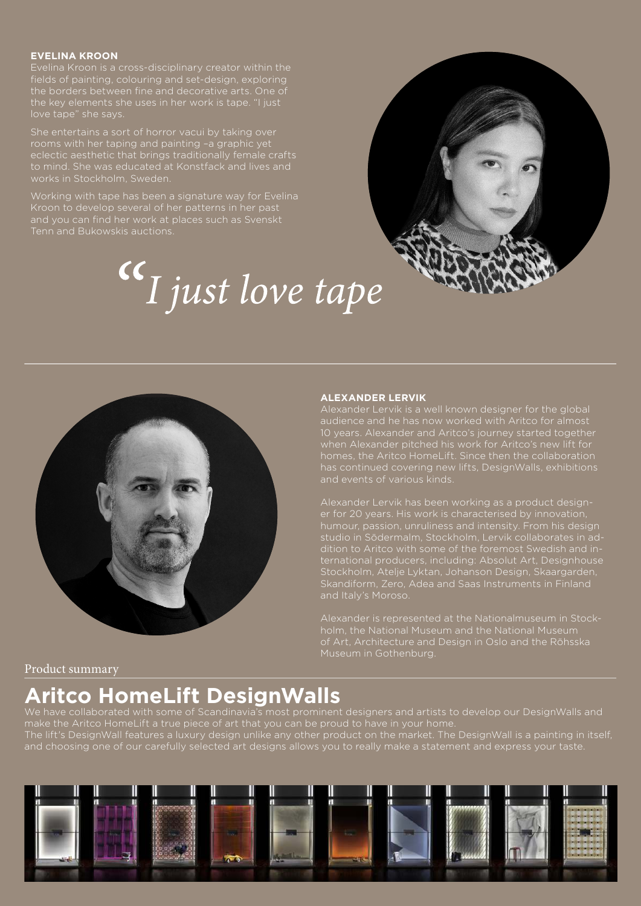### EVELINA KROON

Evelina Kroon is a cross-disciplinary creator within the fields of painting, colouring and set-design, exploring the borders between fine and decorative arts. One of the key elements she uses in her work is tape. "I just love tape" she says.

She entertains a sort of horror vacui by taking over rooms with her taping and painting –a graphic yet eclectic aesthetic that brings traditionally female crafts to mind. She was educated at Konstfack and lives and works in Stockholm, Sweden.

Working with tape has been a signature way for Evelina Kroon to develop several of her patterns in her past and you can find her work at places such as Svenskt Tenn and Bukowskis auctions.

*"I just love tape*

---

### ALEXANDER LERVIK

Alexander Lervik is a well known designer for the global audience and he has now worked with Aritco for almost 10 years. Alexander and Aritco's journey started together when Alexander pitched his work for Aritco's new lift for homes, the Aritco HomeLift. Since then the collaboration has continued covering new lifts, DesignWalls, exhibitions and events of various kinds.

Alexander Lervik has been working as a product designer for 20 years. His work is characterised by innovation, humour, passion, unruliness and intensity. From his design studio in Södermalm, Stockholm, Lervik collaborates in addition to Aritco with some of the foremost Swedish and international producers, including: Absolut Art, Designhouse Stockholm, Atelje Lyktan, Johanson Design, Skaargarden, Skandiform, Zero, Adea and Saas Instruments in Finland and Italy's Moroso.

Alexander is represented at the Nationalmuseum in Stockholm, the National Museum and the National Museum of Art, Architecture and Design in Oslo and the Röhsska Museum in Gothenburg.

Product summary

## Aritco HomeLift DesignWalls

We have collaborated with some of Scandinavia's most prominent designers and artists to develop our DesignWalls and make the Aritco HomeLift a true piece of art that you can be proud to have in your home.
The lift's DesignWall features a luxury design unlike any other product on the market. The DesignWall is a painting in itself, and choosing one of our carefully selected art designs allows you to really make a statement and express your taste.